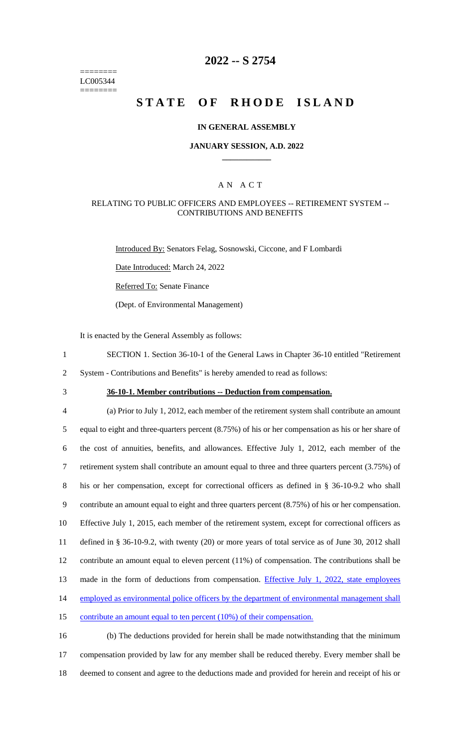========
LC005344
========

# 2022 -- S 2754

# STATE OF RHODE ISLAND

## IN GENERAL ASSEMBLY

### JANUARY SESSION, A.D. 2022

## A N A C T

### RELATING TO PUBLIC OFFICERS AND EMPLOYEES -- RETIREMENT SYSTEM -- CONTRIBUTIONS AND BENEFITS

Introduced By: Senators Felag, Sosnowski, Ciccone, and F Lombardi

Date Introduced: March 24, 2022

Referred To: Senate Finance

(Dept. of Environmental Management)

It is enacted by the General Assembly as follows:

1 SECTION 1. Section 36-10-1 of the General Laws in Chapter 36-10 entitled "Retirement
2 System - Contributions and Benefits" is hereby amended to read as follows:

3 **36-10-1. Member contributions -- Deduction from compensation.**

4 (a) Prior to July 1, 2012, each member of the retirement system shall contribute an amount
5 equal to eight and three-quarters percent (8.75%) of his or her compensation as his or her share of
6 the cost of annuities, benefits, and allowances. Effective July 1, 2012, each member of the
7 retirement system shall contribute an amount equal to three and three quarters percent (3.75%) of
8 his or her compensation, except for correctional officers as defined in § 36-10-9.2 who shall
9 contribute an amount equal to eight and three quarters percent (8.75%) of his or her compensation.
10 Effective July 1, 2015, each member of the retirement system, except for correctional officers as
11 defined in § 36-10-9.2, with twenty (20) or more years of total service as of June 30, 2012 shall
12 contribute an amount equal to eleven percent (11%) of compensation. The contributions shall be
13 made in the form of deductions from compensation. Effective July 1, 2022, state employees
14 employed as environmental police officers by the department of environmental management shall
15 contribute an amount equal to ten percent (10%) of their compensation.

16 (b) The deductions provided for herein shall be made notwithstanding that the minimum
17 compensation provided by law for any member shall be reduced thereby. Every member shall be
18 deemed to consent and agree to the deductions made and provided for herein and receipt of his or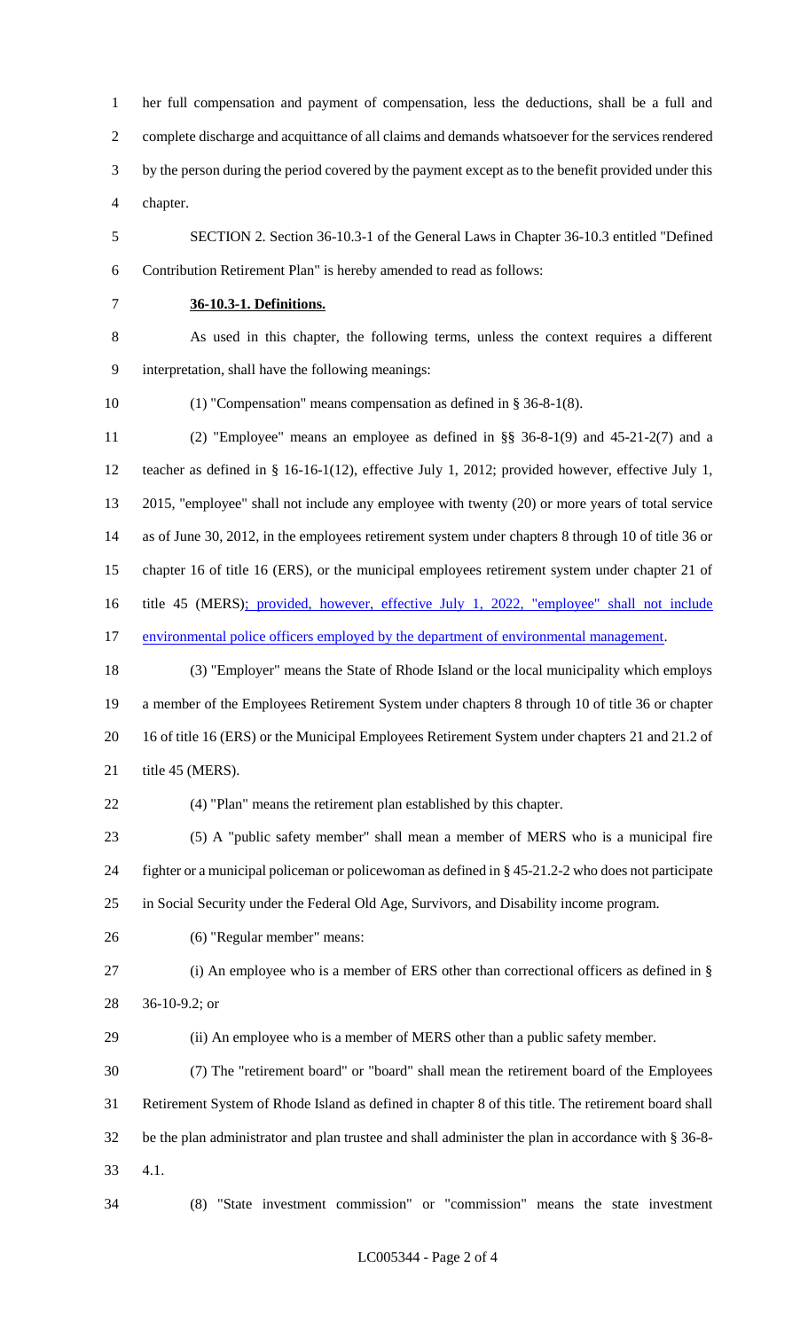her full compensation and payment of compensation, less the deductions, shall be a full and complete discharge and acquittance of all claims and demands whatsoever for the services rendered by the person during the period covered by the payment except as to the benefit provided under this chapter.

SECTION 2. Section 36-10.3-1 of the General Laws in Chapter 36-10.3 entitled "Defined Contribution Retirement Plan" is hereby amended to read as follows:

**36-10.3-1. Definitions.**

As used in this chapter, the following terms, unless the context requires a different interpretation, shall have the following meanings:

(1) "Compensation" means compensation as defined in § 36-8-1(8).

(2) "Employee" means an employee as defined in §§ 36-8-1(9) and 45-21-2(7) and a teacher as defined in § 16-16-1(12), effective July 1, 2012; provided however, effective July 1, 2015, "employee" shall not include any employee with twenty (20) or more years of total service as of June 30, 2012, in the employees retirement system under chapters 8 through 10 of title 36 or chapter 16 of title 16 (ERS), or the municipal employees retirement system under chapter 21 of title 45 (MERS); provided, however, effective July 1, 2022, "employee" shall not include environmental police officers employed by the department of environmental management.

(3) "Employer" means the State of Rhode Island or the local municipality which employs a member of the Employees Retirement System under chapters 8 through 10 of title 36 or chapter 16 of title 16 (ERS) or the Municipal Employees Retirement System under chapters 21 and 21.2 of title 45 (MERS).

(4) "Plan" means the retirement plan established by this chapter.

(5) A "public safety member" shall mean a member of MERS who is a municipal fire fighter or a municipal policeman or policewoman as defined in § 45-21.2-2 who does not participate in Social Security under the Federal Old Age, Survivors, and Disability income program.

(6) "Regular member" means:

(i) An employee who is a member of ERS other than correctional officers as defined in § 36-10-9.2; or

(ii) An employee who is a member of MERS other than a public safety member.

(7) The "retirement board" or "board" shall mean the retirement board of the Employees Retirement System of Rhode Island as defined in chapter 8 of this title. The retirement board shall be the plan administrator and plan trustee and shall administer the plan in accordance with § 36-8-4.1.

(8) "State investment commission" or "commission" means the state investment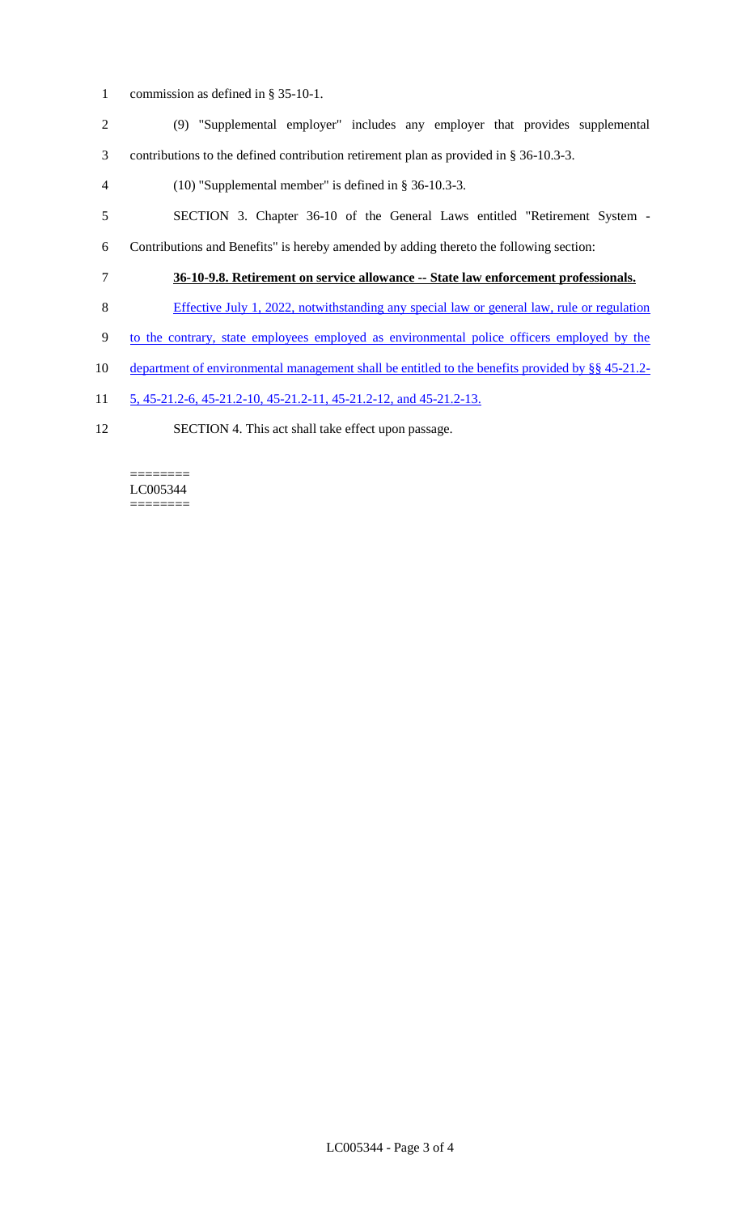commission as defined in § 35-10-1.

(9) "Supplemental employer" includes any employer that provides supplemental contributions to the defined contribution retirement plan as provided in § 36-10.3-3.

(10) "Supplemental member" is defined in § 36-10.3-3.

SECTION 3. Chapter 36-10 of the General Laws entitled "Retirement System - Contributions and Benefits" is hereby amended by adding thereto the following section:

**36-10-9.8. Retirement on service allowance -- State law enforcement professionals.**

Effective July 1, 2022, notwithstanding any special law or general law, rule or regulation to the contrary, state employees employed as environmental police officers employed by the department of environmental management shall be entitled to the benefits provided by §§ 45-21.2-5, 45-21.2-6, 45-21.2-10, 45-21.2-11, 45-21.2-12, and 45-21.2-13.

SECTION 4. This act shall take effect upon passage.

========
LC005344
========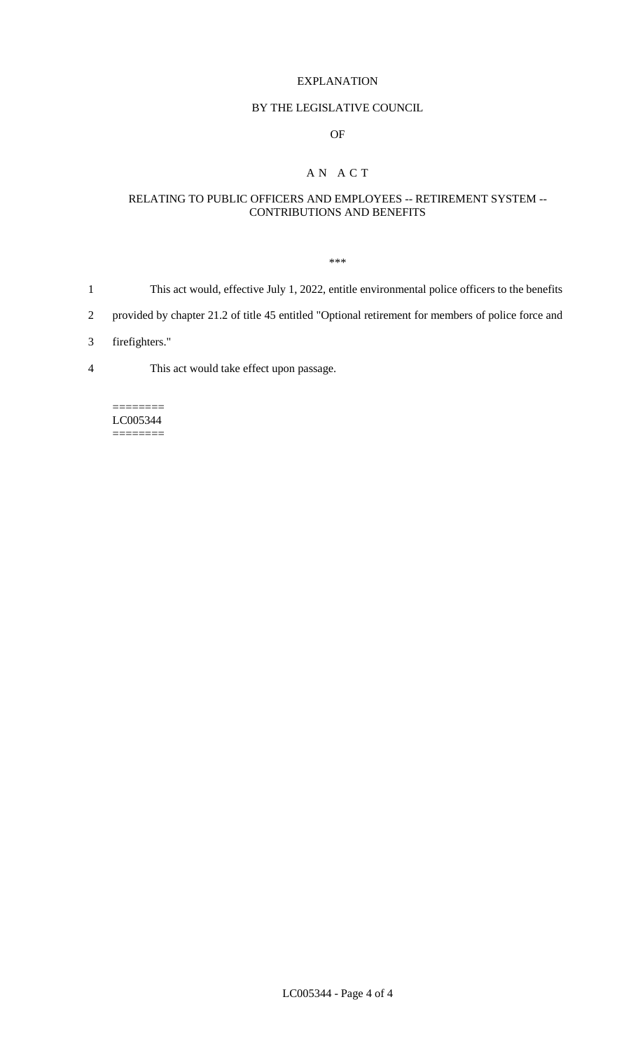EXPLANATION

BY THE LEGISLATIVE COUNCIL

OF

# A N A C T

RELATING TO PUBLIC OFFICERS AND EMPLOYEES -- RETIREMENT SYSTEM -- CONTRIBUTIONS AND BENEFITS

\*\*\*

1 This act would, effective July 1, 2022, entitle environmental police officers to the benefits
2 provided by chapter 21.2 of title 45 entitled "Optional retirement for members of police force and
3 firefighters."
4 This act would take effect upon passage.

========
LC005344
========